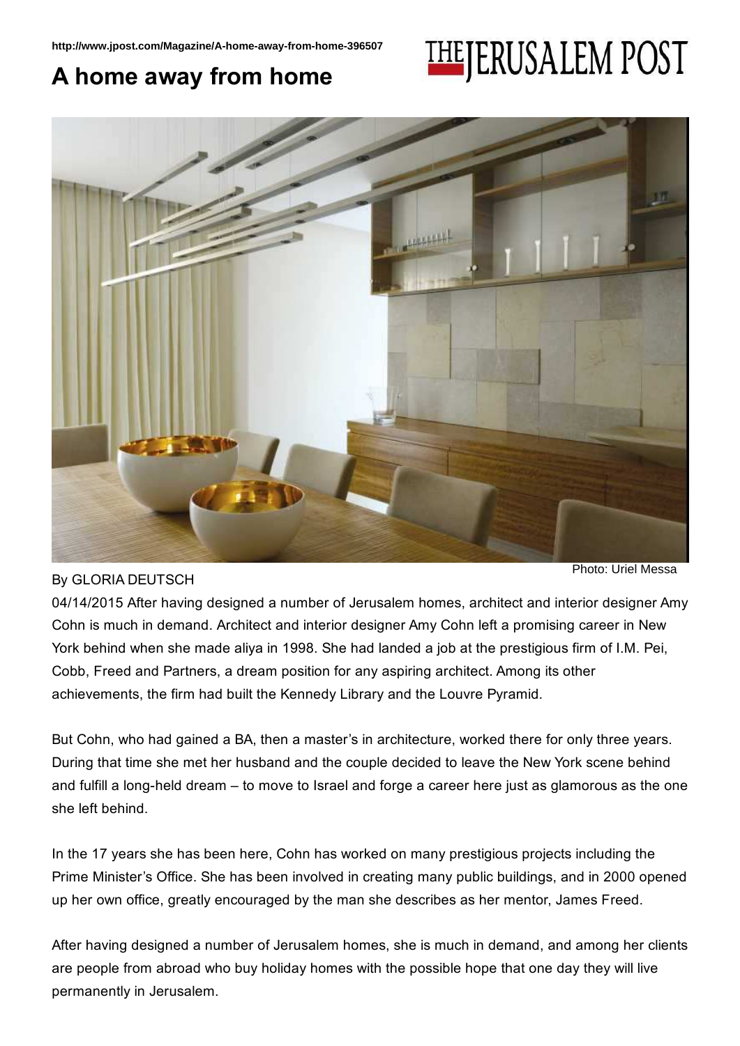http://www.jpost.com/Magazine/A-home-away-from-home-396507

# A home away from home

THE JERUSALEM POST

Photo: Uriel Messa

By GLORIA DEUTSCH

04/14/2015 After having designed a number of Jerusalem homes, architect and interior designer Amy Cohn is much in demand. Architect and interior designer Amy Cohn left a promising career in New York behind when she made aliya in 1998. She had landed a job at the prestigious firm of I.M. Pei, Cobb, Freed and Partners, a dream position for any aspiring architect. Among its other achievements, the firm had built the Kennedy Library and the Louvre Pyramid.

But Cohn, who had gained a BA, then a master's in architecture, worked there for only three years. During that time she met her husband and the couple decided to leave the New York scene behind and fulfill a long-held dream – to move to Israel and forge a career here just as glamorous as the one she left behind.

In the 17 years she has been here, Cohn has worked on many prestigious projects including the Prime Minister's Office. She has been involved in creating many public buildings, and in 2000 opened up her own office, greatly encouraged by the man she describes as her mentor, James Freed.

After having designed a number of Jerusalem homes, she is much in demand, and among her clients are people from abroad who buy holiday homes with the possible hope that one day they will live permanently in Jerusalem.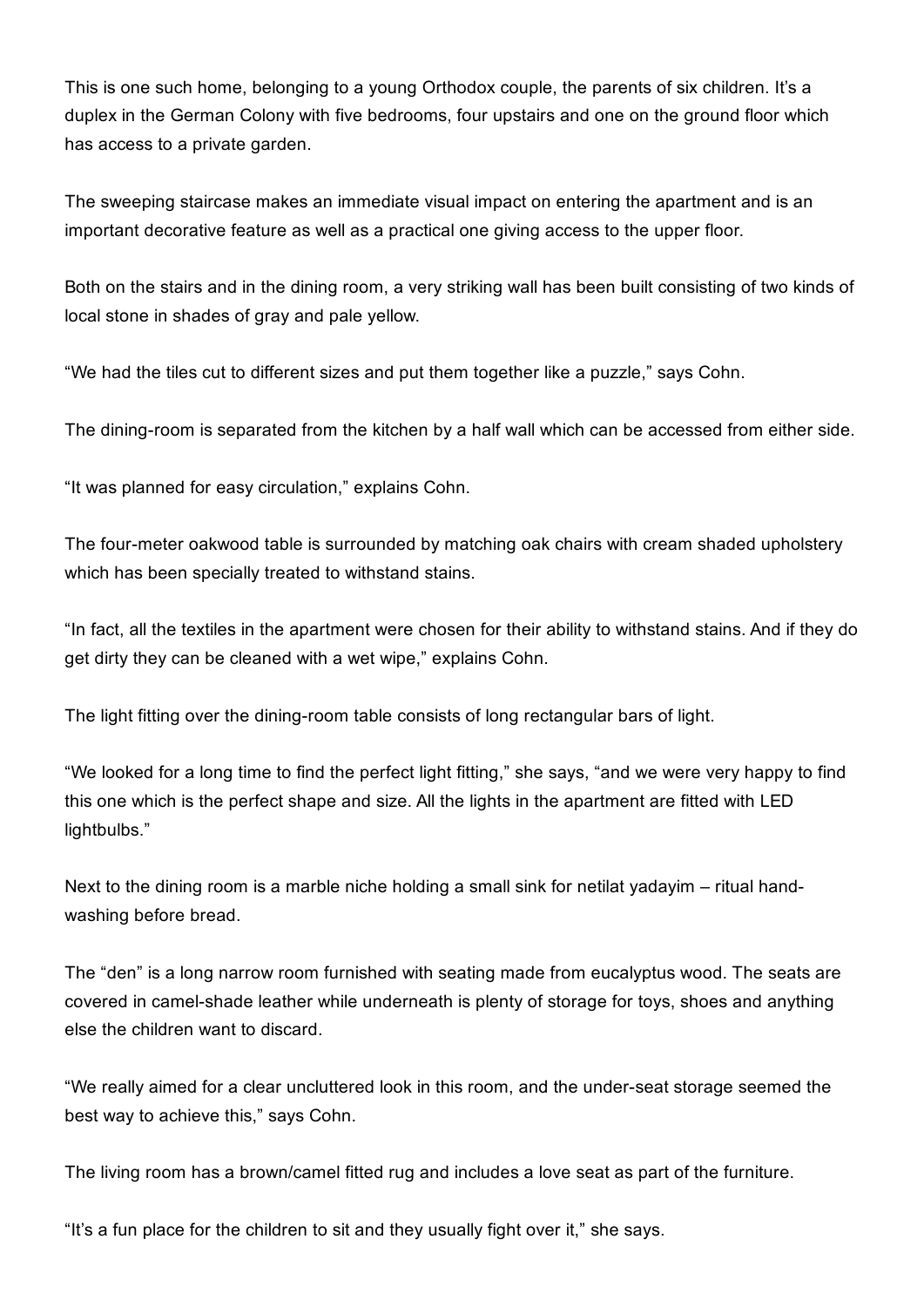This is one such home, belonging to a young Orthodox couple, the parents of six children. It's a duplex in the German Colony with five bedrooms, four upstairs and one on the ground floor which has access to a private garden.

The sweeping staircase makes an immediate visual impact on entering the apartment and is an important decorative feature as well as a practical one giving access to the upper floor.

Both on the stairs and in the dining room, a very striking wall has been built consisting of two kinds of local stone in shades of gray and pale yellow.

"We had the tiles cut to different sizes and put them together like a puzzle," says Cohn.

The dining-room is separated from the kitchen by a half wall which can be accessed from either side.

"It was planned for easy circulation," explains Cohn.

The four-meter oakwood table is surrounded by matching oak chairs with cream shaded upholstery which has been specially treated to withstand stains.

"In fact, all the textiles in the apartment were chosen for their ability to withstand stains. And if they do get dirty they can be cleaned with a wet wipe," explains Cohn.

The light fitting over the dining-room table consists of long rectangular bars of light.

"We looked for a long time to find the perfect light fitting," she says, "and we were very happy to find this one which is the perfect shape and size. All the lights in the apartment are fitted with LED lightbulbs."

Next to the dining room is a marble niche holding a small sink for netilat yadayim – ritual hand-washing before bread.

The "den" is a long narrow room furnished with seating made from eucalyptus wood. The seats are covered in camel-shade leather while underneath is plenty of storage for toys, shoes and anything else the children want to discard.

"We really aimed for a clear uncluttered look in this room, and the under-seat storage seemed the best way to achieve this," says Cohn.

The living room has a brown/camel fitted rug and includes a love seat as part of the furniture.

"It's a fun place for the children to sit and they usually fight over it," she says.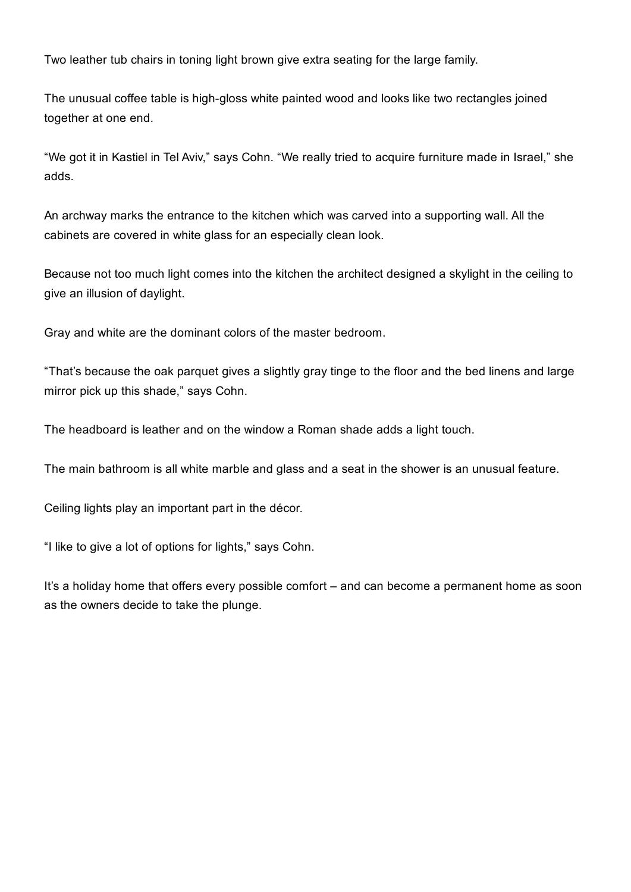Two leather tub chairs in toning light brown give extra seating for the large family.

The unusual coffee table is high-gloss white painted wood and looks like two rectangles joined together at one end.

“We got it in Kastiel in Tel Aviv,” says Cohn. “We really tried to acquire furniture made in Israel,” she adds.

An archway marks the entrance to the kitchen which was carved into a supporting wall. All the cabinets are covered in white glass for an especially clean look.

Because not too much light comes into the kitchen the architect designed a skylight in the ceiling to give an illusion of daylight.

Gray and white are the dominant colors of the master bedroom.

“That’s because the oak parquet gives a slightly gray tinge to the floor and the bed linens and large mirror pick up this shade,” says Cohn.

The headboard is leather and on the window a Roman shade adds a light touch.

The main bathroom is all white marble and glass and a seat in the shower is an unusual feature.

Ceiling lights play an important part in the décor.

“I like to give a lot of options for lights,” says Cohn.

It’s a holiday home that offers every possible comfort – and can become a permanent home as soon as the owners decide to take the plunge.